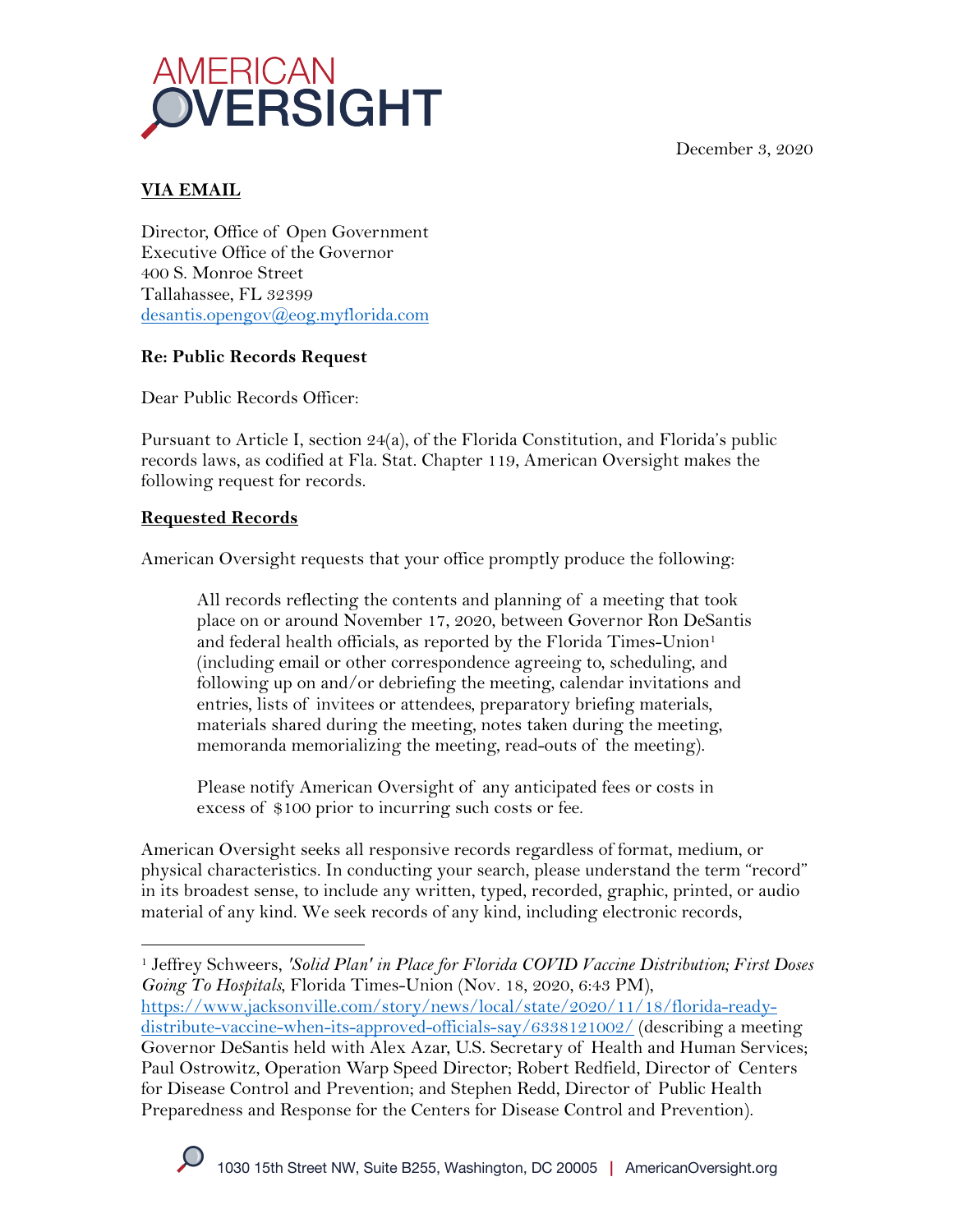AMERICAN OVERSIGHT

December 3, 2020

**VIA EMAIL**

Director, Office of Open Government
Executive Office of the Governor
400 S. Monroe Street
Tallahassee, FL 32399
desantis.opengov@eog.myflorida.com

**Re: Public Records Request**

Dear Public Records Officer:

Pursuant to Article I, section 24(a), of the Florida Constitution, and Florida's public records laws, as codified at Fla. Stat. Chapter 119, American Oversight makes the following request for records.

**Requested Records**

American Oversight requests that your office promptly produce the following:

> All records reflecting the contents and planning of a meeting that took place on or around November 17, 2020, between Governor Ron DeSantis and federal health officials, as reported by the Florida Times-Union[1] (including email or other correspondence agreeing to, scheduling, and following up on and/or debriefing the meeting, calendar invitations and entries, lists of invitees or attendees, preparatory briefing materials, materials shared during the meeting, notes taken during the meeting, memoranda memorializing the meeting, read-outs of the meeting).
>
> Please notify American Oversight of any anticipated fees or costs in excess of $100 prior to incurring such costs or fee.

American Oversight seeks all responsive records regardless of format, medium, or physical characteristics. In conducting your search, please understand the term "record" in its broadest sense, to include any written, typed, recorded, graphic, printed, or audio material of any kind. We seek records of any kind, including electronic records,

---

[1] Jeffrey Schweers, *'Solid Plan' in Place for Florida COVID Vaccine Distribution; First Doses Going To Hospitals*, Florida Times-Union (Nov. 18, 2020, 6:43 PM), https://www.jacksonville.com/story/news/local/state/2020/11/18/florida-ready-distribute-vaccine-when-its-approved-officials-say/6338121002/ (describing a meeting Governor DeSantis held with Alex Azar, U.S. Secretary of Health and Human Services; Paul Ostrowitz, Operation Warp Speed Director; Robert Redfield, Director of Centers for Disease Control and Prevention; and Stephen Redd, Director of Public Health Preparedness and Response for the Centers for Disease Control and Prevention).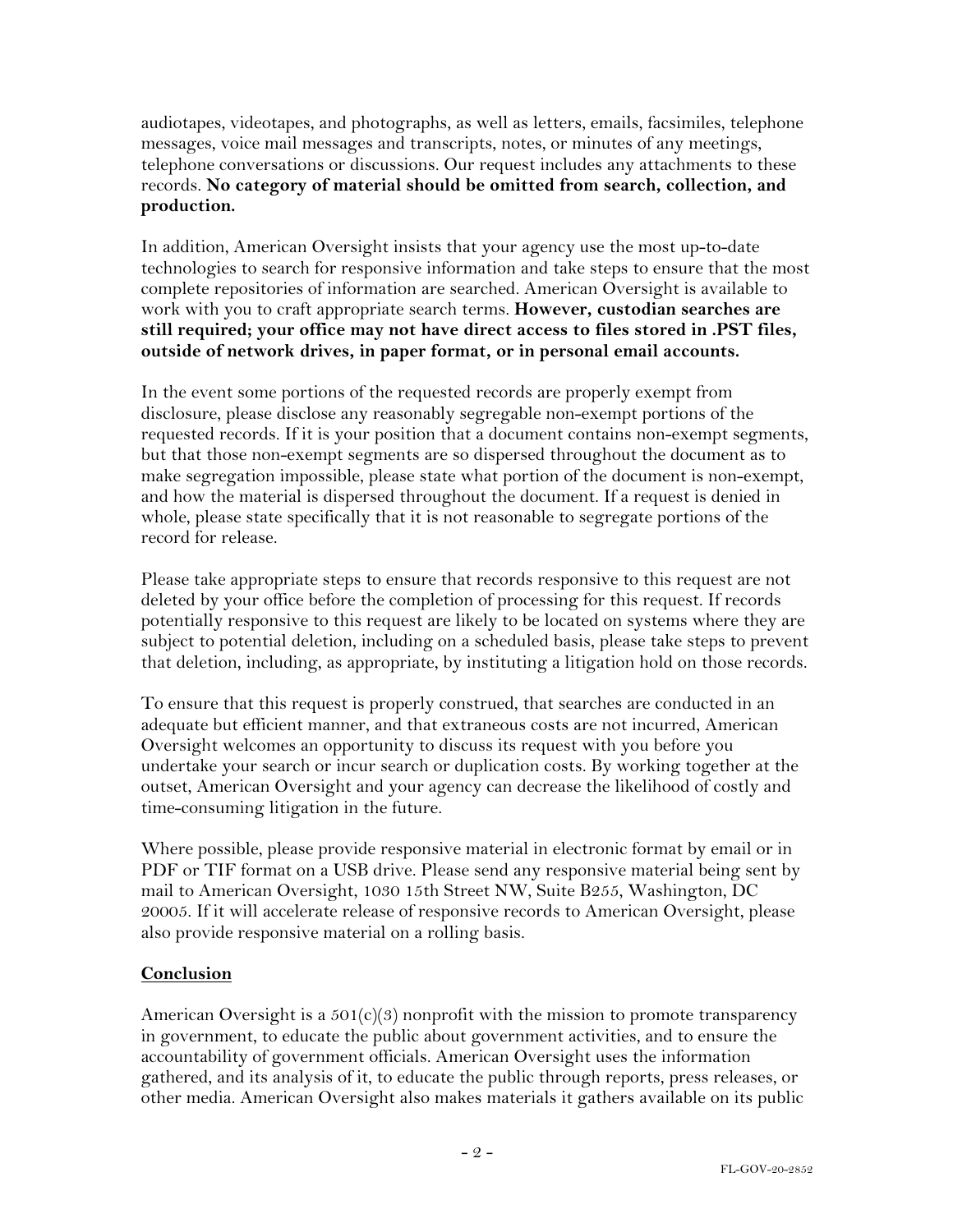audiotapes, videotapes, and photographs, as well as letters, emails, facsimiles, telephone messages, voice mail messages and transcripts, notes, or minutes of any meetings, telephone conversations or discussions. Our request includes any attachments to these records. **No category of material should be omitted from search, collection, and production.**

In addition, American Oversight insists that your agency use the most up-to-date technologies to search for responsive information and take steps to ensure that the most complete repositories of information are searched. American Oversight is available to work with you to craft appropriate search terms. **However, custodian searches are still required; your office may not have direct access to files stored in .PST files, outside of network drives, in paper format, or in personal email accounts.**

In the event some portions of the requested records are properly exempt from disclosure, please disclose any reasonably segregable non-exempt portions of the requested records. If it is your position that a document contains non-exempt segments, but that those non-exempt segments are so dispersed throughout the document as to make segregation impossible, please state what portion of the document is non-exempt, and how the material is dispersed throughout the document. If a request is denied in whole, please state specifically that it is not reasonable to segregate portions of the record for release.

Please take appropriate steps to ensure that records responsive to this request are not deleted by your office before the completion of processing for this request. If records potentially responsive to this request are likely to be located on systems where they are subject to potential deletion, including on a scheduled basis, please take steps to prevent that deletion, including, as appropriate, by instituting a litigation hold on those records.

To ensure that this request is properly construed, that searches are conducted in an adequate but efficient manner, and that extraneous costs are not incurred, American Oversight welcomes an opportunity to discuss its request with you before you undertake your search or incur search or duplication costs. By working together at the outset, American Oversight and your agency can decrease the likelihood of costly and time-consuming litigation in the future.

Where possible, please provide responsive material in electronic format by email or in PDF or TIF format on a USB drive. Please send any responsive material being sent by mail to American Oversight, 1030 15th Street NW, Suite B255, Washington, DC 20005. If it will accelerate release of responsive records to American Oversight, please also provide responsive material on a rolling basis.

## Conclusion

American Oversight is a 501(c)(3) nonprofit with the mission to promote transparency in government, to educate the public about government activities, and to ensure the accountability of government officials. American Oversight uses the information gathered, and its analysis of it, to educate the public through reports, press releases, or other media. American Oversight also makes materials it gathers available on its public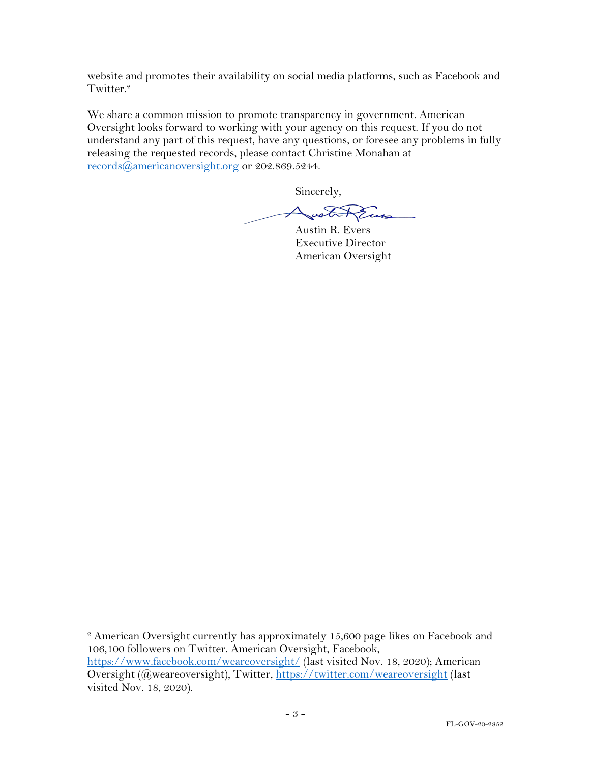website and promotes their availability on social media platforms, such as Facebook and Twitter.[2]

We share a common mission to promote transparency in government. American Oversight looks forward to working with your agency on this request. If you do not understand any part of this request, have any questions, or foresee any problems in fully releasing the requested records, please contact Christine Monahan at records@americanoversight.org or 202.869.5244.

Sincerely,

Austin R. Evers
Executive Director
American Oversight

---

[2] American Oversight currently has approximately 15,600 page likes on Facebook and 106,100 followers on Twitter. American Oversight, Facebook, https://www.facebook.com/weareoversight/ (last visited Nov. 18, 2020); American Oversight (@weareoversight), Twitter, https://twitter.com/weareoversight (last visited Nov. 18, 2020).

FL-GOV-20-2852